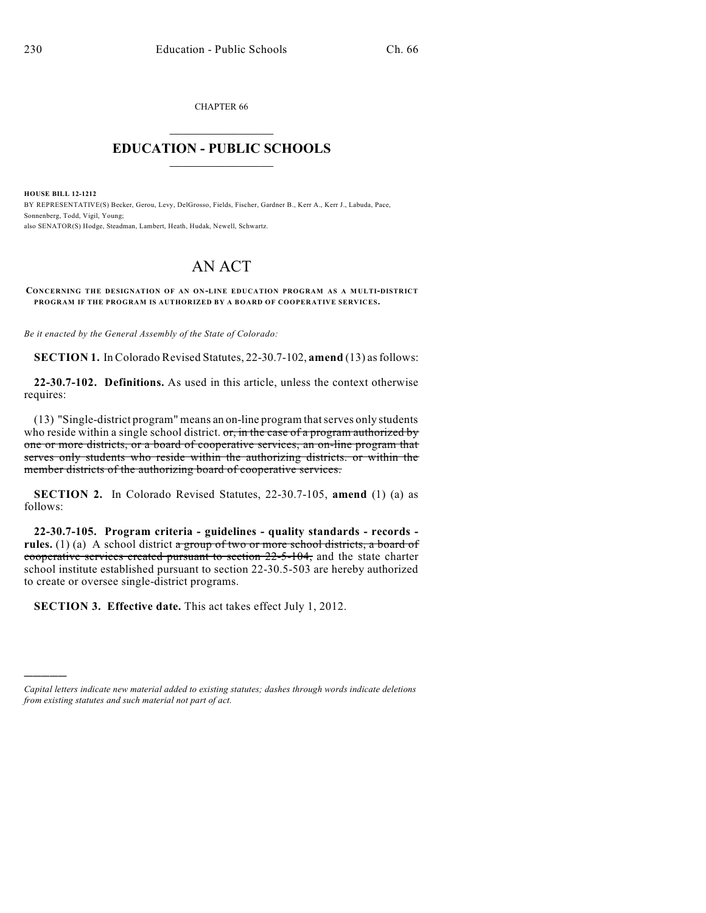CHAPTER 66

# EDUCATION - PUBLIC SCHOOLS

**HOUSE BILL 12-1212**

BY REPRESENTATIVE(S) Becker, Gerou, Levy, DelGrosso, Fields, Fischer, Gardner B., Kerr A., Kerr J., Labuda, Pace, Sonnenberg, Todd, Vigil, Young;
also SENATOR(S) Hodge, Steadman, Lambert, Heath, Hudak, Newell, Schwartz.

# AN ACT

**CONCERNING THE DESIGNATION OF AN ON-LINE EDUCATION PROGRAM AS A MULTI-DISTRICT PROGRAM IF THE PROGRAM IS AUTHORIZED BY A BOARD OF COOPERATIVE SERVICES.**

*Be it enacted by the General Assembly of the State of Colorado:*

**SECTION 1.** In Colorado Revised Statutes, 22-30.7-102, **amend** (13) as follows:

**22-30.7-102. Definitions.** As used in this article, unless the context otherwise requires:

(13) "Single-district program" means an on-line program that serves only students who reside within a single school district. ~~or, in the case of a program authorized by one or more districts, or a board of cooperative services, an on-line program that serves only students who reside within the authorizing districts. or within the member districts of the authorizing board of cooperative services.~~

**SECTION 2.** In Colorado Revised Statutes, 22-30.7-105, **amend** (1) (a) as follows:

**22-30.7-105. Program criteria - guidelines - quality standards - records - rules.** (1) (a) A school district ~~a group of two or more school districts, a board of cooperative services created pursuant to section 22-5-104,~~ and the state charter school institute established pursuant to section 22-30.5-503 are hereby authorized to create or oversee single-district programs.

**SECTION 3. Effective date.** This act takes effect July 1, 2012.

---

*Capital letters indicate new material added to existing statutes; dashes through words indicate deletions from existing statutes and such material not part of act.*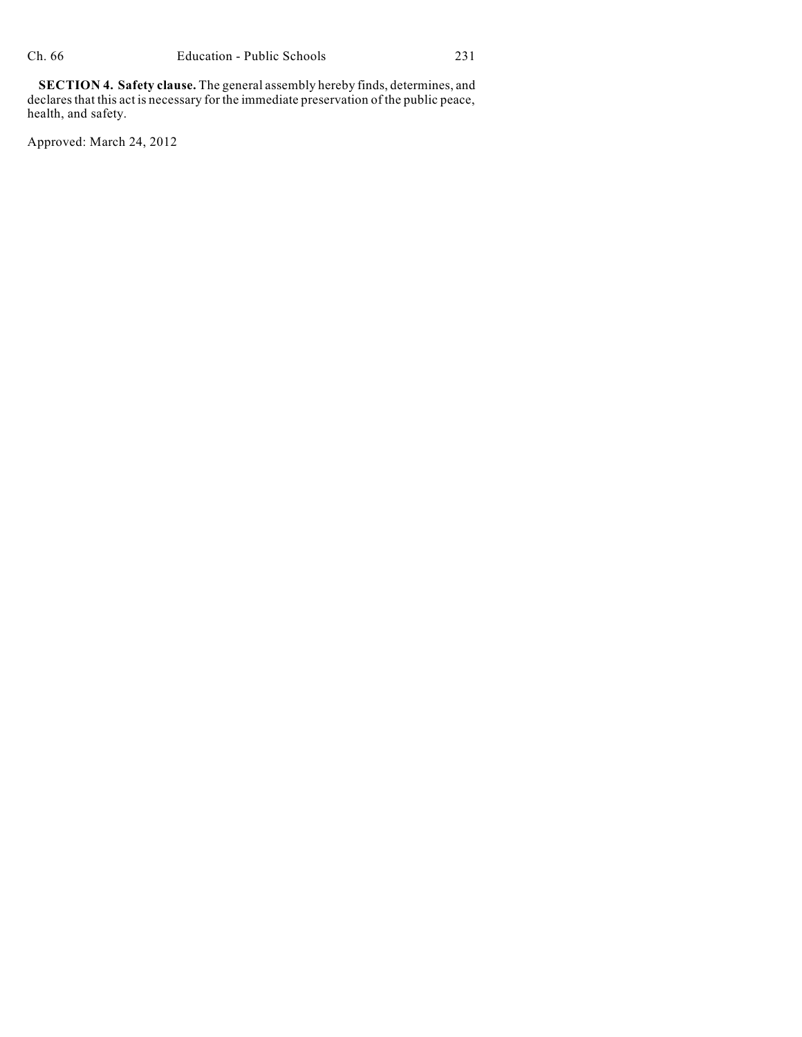**SECTION 4. Safety clause.** The general assembly hereby finds, determines, and declares that this act is necessary for the immediate preservation of the public peace, health, and safety.

Approved: March 24, 2012